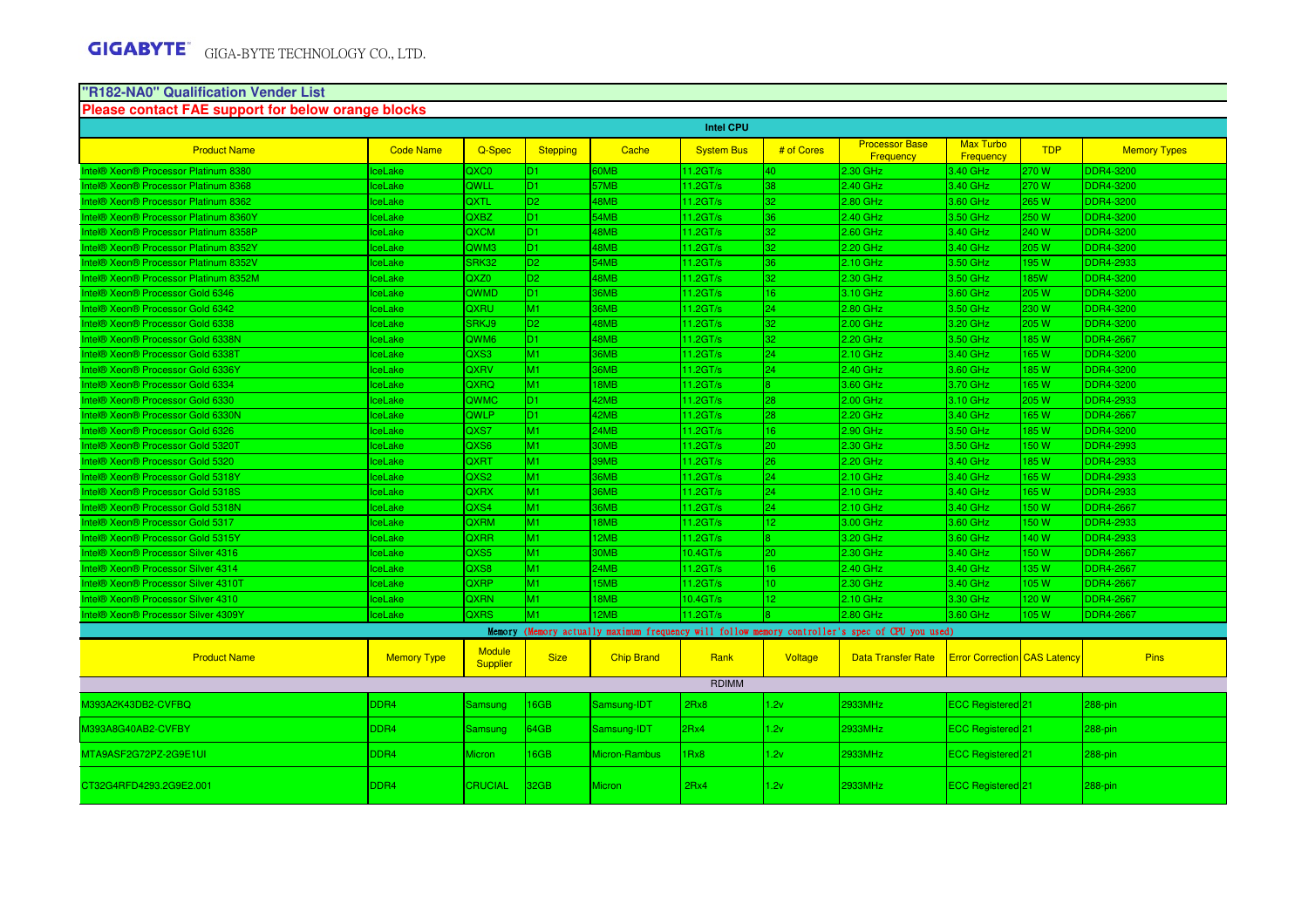## "R182-NA0" Qualification Vender List

**Please contact FAE support for below orange blocks**

**Intel CPU**

| Product Name | Code Name | Q-Spec | Stepping | Cache | System Bus | # of Cores | Processor Base Frequency | Max Turbo Frequency | TDP | Memory Types |
|---|---|---|---|---|---|---|---|---|---|---|
| Intel® Xeon® Processor Platinum 8380 | IceLake | QXC0 | D1 | 60MB | 11.2GT/s | 40 | 2.30 GHz | 3.40 GHz | 270 W | DDR4-3200 |
| Intel® Xeon® Processor Platinum 8368 | IceLake | QWLL | D1 | 57MB | 11.2GT/s | 38 | 2.40 GHz | 3.40 GHz | 270 W | DDR4-3200 |
| Intel® Xeon® Processor Platinum 8362 | IceLake | QXTL | D2 | 48MB | 11.2GT/s | 32 | 2.80 GHz | 3.60 GHz | 265 W | DDR4-3200 |
| Intel® Xeon® Processor Platinum 8360Y | IceLake | QXBZ | D1 | 54MB | 11.2GT/s | 36 | 2.40 GHz | 3.50 GHz | 250 W | DDR4-3200 |
| Intel® Xeon® Processor Platinum 8358P | IceLake | QXCM | D1 | 48MB | 11.2GT/s | 32 | 2.60 GHz | 3.40 GHz | 240 W | DDR4-3200 |
| Intel® Xeon® Processor Platinum 8352Y | IceLake | QWM3 | D1 | 48MB | 11.2GT/s | 32 | 2.20 GHz | 3.40 GHz | 205 W | DDR4-3200 |
| Intel® Xeon® Processor Platinum 8352V | IceLake | SRK32 | D2 | 54MB | 11.2GT/s | 36 | 2.10 GHz | 3.50 GHz | 195 W | DDR4-2933 |
| Intel® Xeon® Processor Platinum 8352M | IceLake | QXZ0 | D2 | 48MB | 11.2GT/s | 32 | 2.30 GHz | 3.50 GHz | 185W | DDR4-3200 |
| Intel® Xeon® Processor Gold 6346 | IceLake | QWMD | D1 | 36MB | 11.2GT/s | 16 | 3.10 GHz | 3.60 GHz | 205 W | DDR4-3200 |
| Intel® Xeon® Processor Gold 6342 | IceLake | QXRU | M1 | 36MB | 11.2GT/s | 24 | 2.80 GHz | 3.50 GHz | 230 W | DDR4-3200 |
| Intel® Xeon® Processor Gold 6338 | IceLake | SRKJ9 | D2 | 48MB | 11.2GT/s | 32 | 2.00 GHz | 3.20 GHz | 205 W | DDR4-3200 |
| Intel® Xeon® Processor Gold 6338N | IceLake | QWM6 | D1 | 48MB | 11.2GT/s | 32 | 2.20 GHz | 3.50 GHz | 185 W | DDR4-2667 |
| Intel® Xeon® Processor Gold 6338T | IceLake | QXS3 | M1 | 36MB | 11.2GT/s | 24 | 2.10 GHz | 3.40 GHz | 165 W | DDR4-3200 |
| Intel® Xeon® Processor Gold 6336Y | IceLake | QXRV | M1 | 36MB | 11.2GT/s | 24 | 2.40 GHz | 3.60 GHz | 185 W | DDR4-3200 |
| Intel® Xeon® Processor Gold 6334 | IceLake | QXRQ | M1 | 18MB | 11.2GT/s | 8 | 3.60 GHz | 3.70 GHz | 165 W | DDR4-3200 |
| Intel® Xeon® Processor Gold 6330 | IceLake | QWMC | D1 | 42MB | 11.2GT/s | 28 | 2.00 GHz | 3.10 GHz | 205 W | DDR4-2933 |
| Intel® Xeon® Processor Gold 6330N | IceLake | QWLP | D1 | 42MB | 11.2GT/s | 28 | 2.20 GHz | 3.40 GHz | 165 W | DDR4-2667 |
| Intel® Xeon® Processor Gold 6326 | IceLake | QXS7 | M1 | 24MB | 11.2GT/s | 16 | 2.90 GHz | 3.50 GHz | 185 W | DDR4-3200 |
| Intel® Xeon® Processor Gold 5320T | IceLake | QXS6 | M1 | 30MB | 11.2GT/s | 20 | 2.30 GHz | 3.50 GHz | 150 W | DDR4-2993 |
| Intel® Xeon® Processor Gold 5320 | IceLake | QXRT | M1 | 39MB | 11.2GT/s | 26 | 2.20 GHz | 3.40 GHz | 185 W | DDR4-2933 |
| Intel® Xeon® Processor Gold 5318Y | IceLake | QXS2 | M1 | 36MB | 11.2GT/s | 24 | 2.10 GHz | 3.40 GHz | 165 W | DDR4-2933 |
| Intel® Xeon® Processor Gold 5318S | IceLake | QXRX | M1 | 36MB | 11.2GT/s | 24 | 2.10 GHz | 3.40 GHz | 165 W | DDR4-2933 |
| Intel® Xeon® Processor Gold 5318N | IceLake | QXS4 | M1 | 36MB | 11.2GT/s | 24 | 2.10 GHz | 3.40 GHz | 150 W | DDR4-2667 |
| Intel® Xeon® Processor Gold 5317 | IceLake | QXRM | M1 | 18MB | 11.2GT/s | 12 | 3.00 GHz | 3.60 GHz | 150 W | DDR4-2933 |
| Intel® Xeon® Processor Gold 5315Y | IceLake | QXRR | M1 | 12MB | 11.2GT/s | 8 | 3.20 GHz | 3.60 GHz | 140 W | DDR4-2933 |
| Intel® Xeon® Processor Silver 4316 | IceLake | QXS5 | M1 | 30MB | 10.4GT/s | 20 | 2.30 GHz | 3.40 GHz | 150 W | DDR4-2667 |
| Intel® Xeon® Processor Silver 4314 | IceLake | QXS8 | M1 | 24MB | 11.2GT/s | 16 | 2.40 GHz | 3.40 GHz | 135 W | DDR4-2667 |
| Intel® Xeon® Processor Silver 4310T | IceLake | QXRP | M1 | 15MB | 11.2GT/s | 10 | 2.30 GHz | 3.40 GHz | 105 W | DDR4-2667 |
| Intel® Xeon® Processor Silver 4310 | IceLake | QXRN | M1 | 18MB | 10.4GT/s | 12 | 2.10 GHz | 3.30 GHz | 120 W | DDR4-2667 |
| Intel® Xeon® Processor Silver 4309Y | IceLake | QXRS | M1 | 12MB | 11.2GT/s | 8 | 2.80 GHz | 3.60 GHz | 105 W | DDR4-2667 |

**Memory** (Memory actually maximum frequency will follow memory controller's spec of CPU you used)

| Product Name | Memory Type | Module Supplier | Size | Chip Brand | Rank | Voltage | Data Transfer Rate | Error Correction | CAS Latency | Pins |
|---|---|---|---|---|---|---|---|---|---|---|
| RDIMM | | | | | | | | | | |
| M393A2K43DB2-CVFBQ | DDR4 | Samsung | 16GB | Samsung-IDT | 2Rx8 | 1.2v | 2933MHz | ECC Registered | 21 | 288-pin |
| M393A8G40AB2-CVFBY | DDR4 | Samsung | 64GB | Samsung-IDT | 2Rx4 | 1.2v | 2933MHz | ECC Registered | 21 | 288-pin |
| MTA9ASF2G72PZ-2G9E1UI | DDR4 | Micron | 16GB | Micron-Rambus | 1Rx8 | 1.2v | 2933MHz | ECC Registered | 21 | 288-pin |
| CT32G4RFD4293.2G9E2.001 | DDR4 | CRUCIAL | 32GB | Micron | 2Rx4 | 1.2v | 2933MHz | ECC Registered | 21 | 288-pin |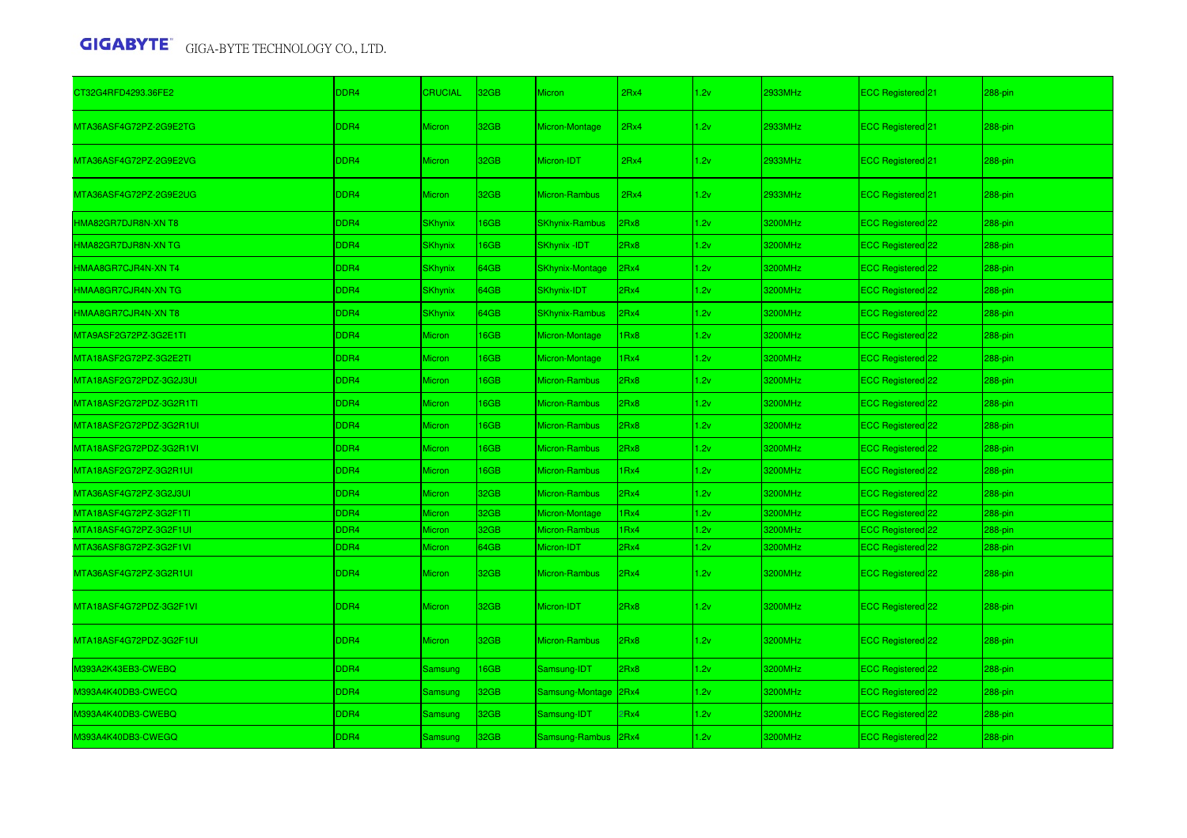| | | | | | | | | | | |
|---|---|---|---|---|---|---|---|---|---|---|
| CT32G4RFD4293.36FE2 | DDR4 | CRUCIAL | 32GB | Micron | 2Rx4 | 1.2v | 2933MHz | ECC Registered | 21 | 288-pin |
| MTA36ASF4G72PZ-2G9E2TG | DDR4 | Micron | 32GB | Micron-Montage | 2Rx4 | 1.2v | 2933MHz | ECC Registered | 21 | 288-pin |
| MTA36ASF4G72PZ-2G9E2VG | DDR4 | Micron | 32GB | Micron-IDT | 2Rx4 | 1.2v | 2933MHz | ECC Registered | 21 | 288-pin |
| MTA36ASF4G72PZ-2G9E2UG | DDR4 | Micron | 32GB | Micron-Rambus | 2Rx4 | 1.2v | 2933MHz | ECC Registered | 21 | 288-pin |
| HMA82GR7DJR8N-XN T8 | DDR4 | SKhynix | 16GB | SKhynix-Rambus | 2Rx8 | 1.2v | 3200MHz | ECC Registered | 22 | 288-pin |
| HMA82GR7DJR8N-XN TG | DDR4 | SKhynix | 16GB | SKhynix -IDT | 2Rx8 | 1.2v | 3200MHz | ECC Registered | 22 | 288-pin |
| HMAA8GR7CJR4N-XN T4 | DDR4 | SKhynix | 64GB | SKhynix-Montage | 2Rx4 | 1.2v | 3200MHz | ECC Registered | 22 | 288-pin |
| HMAA8GR7CJR4N-XN TG | DDR4 | SKhynix | 64GB | SKhynix-IDT | 2Rx4 | 1.2v | 3200MHz | ECC Registered | 22 | 288-pin |
| HMAA8GR7CJR4N-XN T8 | DDR4 | SKhynix | 64GB | SKhynix-Rambus | 2Rx4 | 1.2v | 3200MHz | ECC Registered | 22 | 288-pin |
| MTA9ASF2G72PZ-3G2E1TI | DDR4 | Micron | 16GB | Micron-Montage | 1Rx8 | 1.2v | 3200MHz | ECC Registered | 22 | 288-pin |
| MTA18ASF2G72PZ-3G2E2TI | DDR4 | Micron | 16GB | Micron-Montage | 1Rx4 | 1.2v | 3200MHz | ECC Registered | 22 | 288-pin |
| MTA18ASF2G72PDZ-3G2J3UI | DDR4 | Micron | 16GB | Micron-Rambus | 2Rx8 | 1.2v | 3200MHz | ECC Registered | 22 | 288-pin |
| MTA18ASF2G72PDZ-3G2R1TI | DDR4 | Micron | 16GB | Micron-Rambus | 2Rx8 | 1.2v | 3200MHz | ECC Registered | 22 | 288-pin |
| MTA18ASF2G72PDZ-3G2R1UI | DDR4 | Micron | 16GB | Micron-Rambus | 2Rx8 | 1.2v | 3200MHz | ECC Registered | 22 | 288-pin |
| MTA18ASF2G72PDZ-3G2R1VI | DDR4 | Micron | 16GB | Micron-Rambus | 2Rx8 | 1.2v | 3200MHz | ECC Registered | 22 | 288-pin |
| MTA18ASF2G72PZ-3G2R1UI | DDR4 | Micron | 16GB | Micron-Rambus | 1Rx4 | 1.2v | 3200MHz | ECC Registered | 22 | 288-pin |
| MTA36ASF4G72PZ-3G2J3UI | DDR4 | Micron | 32GB | Micron-Rambus | 2Rx4 | 1.2v | 3200MHz | ECC Registered | 22 | 288-pin |
| MTA18ASF4G72PZ-3G2F1TI | DDR4 | Micron | 32GB | Micron-Montage | 1Rx4 | 1.2v | 3200MHz | ECC Registered | 22 | 288-pin |
| MTA18ASF4G72PZ-3G2F1UI | DDR4 | Micron | 32GB | Micron-Rambus | 1Rx4 | 1.2v | 3200MHz | ECC Registered | 22 | 288-pin |
| MTA36ASF8G72PZ-3G2F1VI | DDR4 | Micron | 64GB | Micron-IDT | 2Rx4 | 1.2v | 3200MHz | ECC Registered | 22 | 288-pin |
| MTA36ASF4G72PZ-3G2R1UI | DDR4 | Micron | 32GB | Micron-Rambus | 2Rx4 | 1.2v | 3200MHz | ECC Registered | 22 | 288-pin |
| MTA18ASF4G72PDZ-3G2F1VI | DDR4 | Micron | 32GB | Micron-IDT | 2Rx8 | 1.2v | 3200MHz | ECC Registered | 22 | 288-pin |
| MTA18ASF4G72PDZ-3G2F1UI | DDR4 | Micron | 32GB | Micron-Rambus | 2Rx8 | 1.2v | 3200MHz | ECC Registered | 22 | 288-pin |
| M393A2K43EB3-CWEBQ | DDR4 | Samsung | 16GB | Samsung-IDT | 2Rx8 | 1.2v | 3200MHz | ECC Registered | 22 | 288-pin |
| M393A4K40DB3-CWECQ | DDR4 | Samsung | 32GB | Samsung-Montage | 2Rx4 | 1.2v | 3200MHz | ECC Registered | 22 | 288-pin |
| M393A4K40DB3-CWEBQ | DDR4 | Samsung | 32GB | Samsung-IDT | 2Rx4 | 1.2v | 3200MHz | ECC Registered | 22 | 288-pin |
| M393A4K40DB3-CWEGQ | DDR4 | Samsung | 32GB | Samsung-Rambus | 2Rx4 | 1.2v | 3200MHz | ECC Registered | 22 | 288-pin |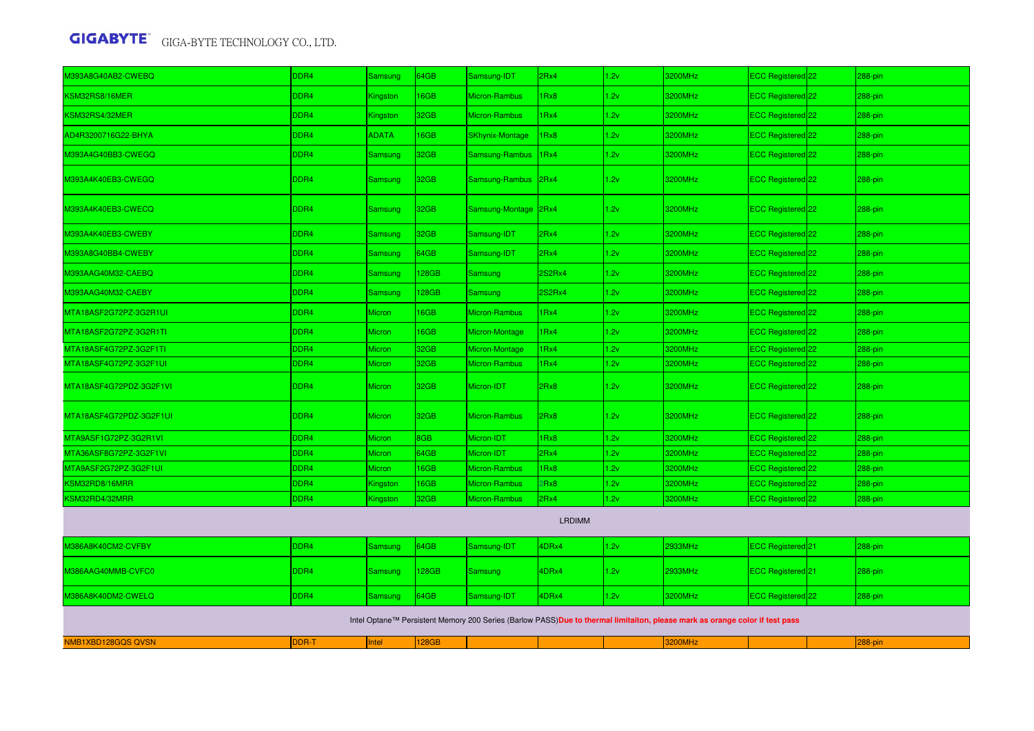| | | | | | | | | | | |
|---|---|---|---|---|---|---|---|---|---|---|
| M393A8G40AB2-CWEBQ | DDR4 | Samsung | 64GB | Samsung-IDT | 2Rx4 | 1.2v | 3200MHz | ECC Registered | 22 | 288-pin |
| KSM32RS8/16MER | DDR4 | Kingston | 16GB | Micron-Rambus | 1Rx8 | 1.2v | 3200MHz | ECC Registered | 22 | 288-pin |
| KSM32RS4/32MER | DDR4 | Kingston | 32GB | Micron-Rambus | 1Rx4 | 1.2v | 3200MHz | ECC Registered | 22 | 288-pin |
| AD4R3200716G22-BHYA | DDR4 | ADATA | 16GB | SKhynix-Montage | 1Rx8 | 1.2v | 3200MHz | ECC Registered | 22 | 288-pin |
| M393A4G40BB3-CWEGQ | DDR4 | Samsung | 32GB | Samsung-Rambus | 1Rx4 | 1.2v | 3200MHz | ECC Registered | 22 | 288-pin |
| M393A4K40EB3-CWEGQ | DDR4 | Samsung | 32GB | Samsung-Rambus | 2Rx4 | 1.2v | 3200MHz | ECC Registered | 22 | 288-pin |
| M393A4K40EB3-CWECQ | DDR4 | Samsung | 32GB | Samsung-Montage | 2Rx4 | 1.2v | 3200MHz | ECC Registered | 22 | 288-pin |
| M393A4K40EB3-CWEBY | DDR4 | Samsung | 32GB | Samsung-IDT | 2Rx4 | 1.2v | 3200MHz | ECC Registered | 22 | 288-pin |
| M393A8G40BB4-CWEBY | DDR4 | Samsung | 64GB | Samsung-IDT | 2Rx4 | 1.2v | 3200MHz | ECC Registered | 22 | 288-pin |
| M393AAG40M32-CAEBQ | DDR4 | Samsung | 128GB | Samsung | 2S2Rx4 | 1.2v | 3200MHz | ECC Registered | 22 | 288-pin |
| M393AAG40M32-CAEBY | DDR4 | Samsung | 128GB | Samsung | 2S2Rx4 | 1.2v | 3200MHz | ECC Registered | 22 | 288-pin |
| MTA18ASF2G72PZ-3G2R1UI | DDR4 | Micron | 16GB | Micron-Rambus | 1Rx4 | 1.2v | 3200MHz | ECC Registered | 22 | 288-pin |
| MTA18ASF2G72PZ-3G2R1TI | DDR4 | Micron | 16GB | Micron-Montage | 1Rx4 | 1.2v | 3200MHz | ECC Registered | 22 | 288-pin |
| MTA18ASF4G72PZ-3G2F1TI | DDR4 | Micron | 32GB | Micron-Montage | 1Rx4 | 1.2v | 3200MHz | ECC Registered | 22 | 288-pin |
| MTA18ASF4G72PZ-3G2F1UI | DDR4 | Micron | 32GB | Micron-Rambus | 1Rx4 | 1.2v | 3200MHz | ECC Registered | 22 | 288-pin |
| MTA18ASF4G72PDZ-3G2F1VI | DDR4 | Micron | 32GB | Micron-IDT | 2Rx8 | 1.2v | 3200MHz | ECC Registered | 22 | 288-pin |
| MTA18ASF4G72PDZ-3G2F1UI | DDR4 | Micron | 32GB | Micron-Rambus | 2Rx8 | 1.2v | 3200MHz | ECC Registered | 22 | 288-pin |
| MTA9ASF1G72PZ-3G2R1VI | DDR4 | Micron | 8GB | Micron-IDT | 1Rx8 | 1.2v | 3200MHz | ECC Registered | 22 | 288-pin |
| MTA36ASF8G72PZ-3G2F1VI | DDR4 | Micron | 64GB | Micron-IDT | 2Rx4 | 1.2v | 3200MHz | ECC Registered | 22 | 288-pin |
| MTA9ASF2G72PZ-3G2F1UI | DDR4 | Micron | 16GB | Micron-Rambus | 1Rx8 | 1.2v | 3200MHz | ECC Registered | 22 | 288-pin |
| KSM32RD8/16MRR | DDR4 | Kingston | 16GB | Micron-Rambus | 2Rx8 | 1.2v | 3200MHz | ECC Registered | 22 | 288-pin |
| KSM32RD4/32MRR | DDR4 | Kingston | 32GB | Micron-Rambus | 2Rx4 | 1.2v | 3200MHz | ECC Registered | 22 | 288-pin |
| LRDIMM | | | | | | | | | | |
| M386A8K40CM2-CVFBY | DDR4 | Samsung | 64GB | Samsung-IDT | 4DRx4 | 1.2v | 2933MHz | ECC Registered | 21 | 288-pin |
| M386AAG40MMB-CVFC0 | DDR4 | Samsung | 128GB | Samsung | 4DRx4 | 1.2v | 2933MHz | ECC Registered | 21 | 288-pin |
| M386A8K40DM2-CWELQ | DDR4 | Samsung | 64GB | Samsung-IDT | 4DRx4 | 1.2v | 3200MHz | ECC Registered | 22 | 288-pin |
| Intel Optane™ Persistent Memory 200 Series (Barlow PASS) **Due to thermal limitaiton, please mark as orange color if test pass** | | | | | | | | | | |
| NMB1XBD128GQS QVSN | DDR-T | Intel | 128GB | | | | 3200MHz | | | 288-pin |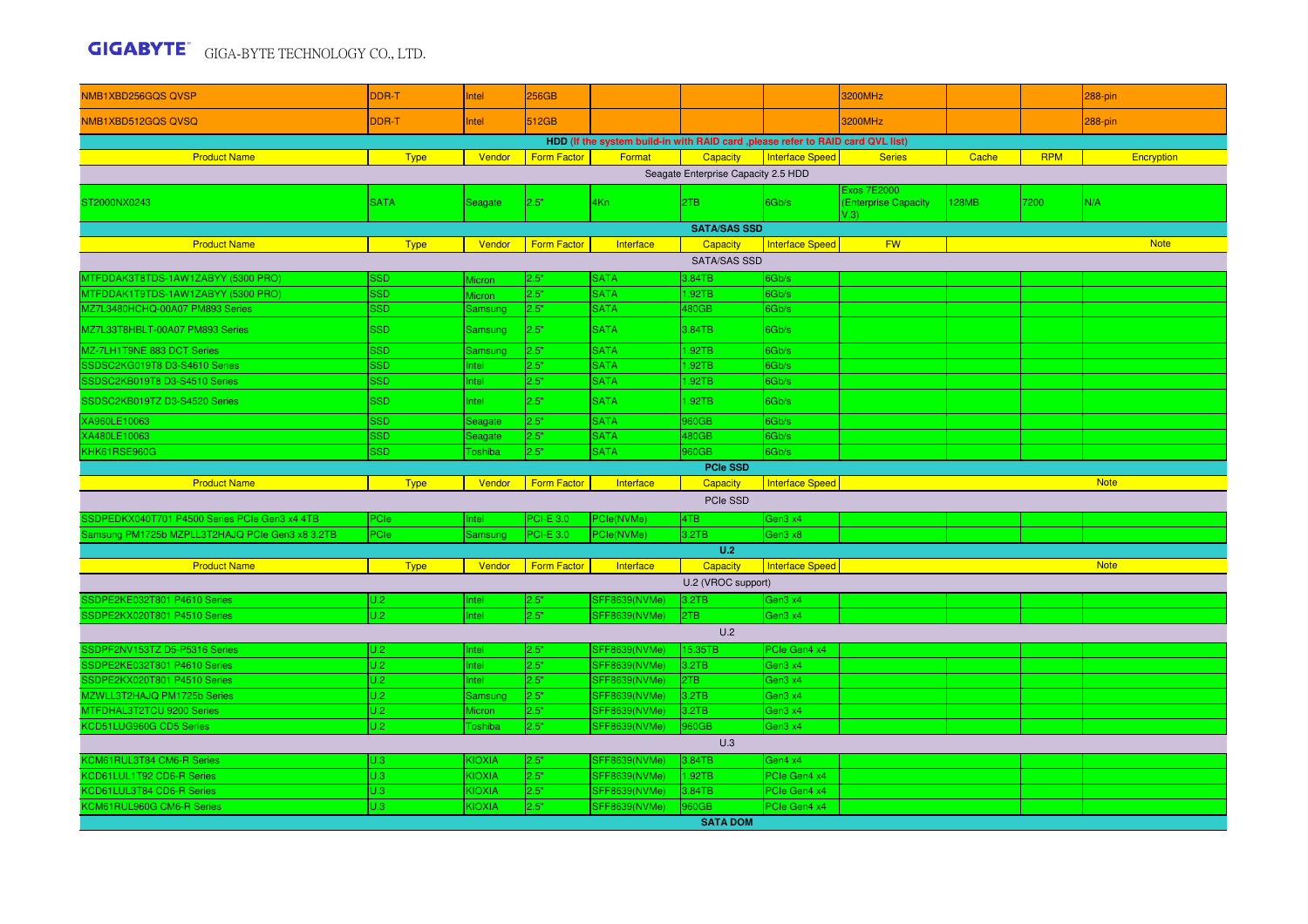| NMB1XBD256GQS QVSP | DDR-T | Intel | 256GB | | | | 3200MHz | | | 288-pin |
|---|---|---|---|---|---|---|---|---|---|---|
| NMB1XBD512GQS QVSQ | DDR-T | Intel | 512GB | | | | 3200MHz | | | 288-pin |

**HDD (If the system build-in with RAID card ,please refer to RAID card QVL list)**

| Product Name | Type | Vendor | Form Factor | Format | Capacity | Interface Speed | Series | Cache | RPM | Encryption |
|---|---|---|---|---|---|---|---|---|---|---|
| Seagate Enterprise Capacity 2.5 HDD | | | | | | | | | | |
| ST2000NX0243 | SATA | Seagate | 2.5" | 4Kn | 2TB | 6Gb/s | Exos 7E2000 (Enterprise Capacity V.3) | 128MB | 7200 | N/A |

**SATA/SAS SSD**

| Product Name | Type | Vendor | Form Factor | Interface | Capacity | Interface Speed | FW | | | Note |
|---|---|---|---|---|---|---|---|---|---|---|
| SATA/SAS SSD | | | | | | | | | | |
| MTFDDAK3T8TDS-1AW1ZABYY (5300 PRO) | SSD | Micron | 2.5" | SATA | 3.84TB | 6Gb/s | | | | |
| MTFDDAK1T9TDS-1AW1ZABYY (5300 PRO) | SSD | Micron | 2.5" | SATA | 1.92TB | 6Gb/s | | | | |
| MZ7L3480HCHQ-00A07 PM893 Series | SSD | Samsung | 2.5" | SATA | 480GB | 6Gb/s | | | | |
| MZ7L33T8HBLT-00A07 PM893 Series | SSD | Samsung | 2.5" | SATA | 3.84TB | 6Gb/s | | | | |
| MZ-7LH1T9NE 883 DCT Series | SSD | Samsung | 2.5" | SATA | 1.92TB | 6Gb/s | | | | |
| SSDSC2KG019T8 D3-S4610 Series | SSD | Intel | 2.5" | SATA | 1.92TB | 6Gb/s | | | | |
| SSDSC2KB019T8 D3-S4510 Series | SSD | Intel | 2.5" | SATA | 1.92TB | 6Gb/s | | | | |
| SSDSC2KB019TZ D3-S4520 Series | SSD | Intel | 2.5" | SATA | 1.92TB | 6Gb/s | | | | |
| XA960LE10063 | SSD | Seagate | 2.5" | SATA | 960GB | 6Gb/s | | | | |
| XA480LE10063 | SSD | Seagate | 2.5" | SATA | 480GB | 6Gb/s | | | | |
| KHK61RSE960G | SSD | Toshiba | 2.5" | SATA | 960GB | 6Gb/s | | | | |

**PCIe SSD**

| Product Name | Type | Vendor | Form Factor | Interface | Capacity | Interface Speed | Note |
|---|---|---|---|---|---|---|---|
| PCIe SSD | | | | | | | |
| SSDPEDKX040T701 P4500 Series PCIe Gen3 x4 4TB | PCIe | Intel | PCI-E 3.0 | PCIe(NVMe) | 4TB | Gen3 x4 | |
| Samsung PM1725b MZPLL3T2HAJQ PCIe Gen3 x8 3.2TB | PCIe | Samsung | PCI-E 3.0 | PCIe(NVMe) | 3.2TB | Gen3 x8 | |

**U.2**

| Product Name | Type | Vendor | Form Factor | Interface | Capacity | Interface Speed | Note |
|---|---|---|---|---|---|---|---|
| U.2 (VROC support) | | | | | | | |
| SSDPE2KE032T801 P4610 Series | U.2 | Intel | 2.5" | SFF8639(NVMe) | 3.2TB | Gen3 x4 | |
| SSDPE2KX020T801 P4510 Series | U.2 | Intel | 2.5" | SFF8639(NVMe) | 2TB | Gen3 x4 | |
| U.2 | | | | | | | |
| SSDPF2NV153TZ D5-P5316 Series | U.2 | Intel | 2.5" | SFF8639(NVMe) | 15.35TB | PCIe Gen4 x4 | |
| SSDPE2KE032T801 P4610 Series | U.2 | Intel | 2.5" | SFF8639(NVMe) | 3.2TB | Gen3 x4 | |
| SSDPE2KX020T801 P4510 Series | U.2 | Intel | 2.5" | SFF8639(NVMe) | 2TB | Gen3 x4 | |
| MZWLL3T2HAJQ PM1725b Series | U.2 | Samsung | 2.5" | SFF8639(NVMe) | 3.2TB | Gen3 x4 | |
| MTFDHAL3T2TCU 9200 Series | U.2 | Micron | 2.5" | SFF8639(NVMe) | 3.2TB | Gen3 x4 | |
| KCD51LUG960G CD5 Series | U.2 | Toshiba | 2.5" | SFF8639(NVMe) | 960GB | Gen3 x4 | |
| U.3 | | | | | | | |
| KCM61RUL3T84 CM6-R Series | U.3 | KIOXIA | 2.5" | SFF8639(NVMe) | 3.84TB | Gen4 x4 | |
| KCD61LUL1T92 CD6-R Series | U.3 | KIOXIA | 2.5" | SFF8639(NVMe) | 1.92TB | PCIe Gen4 x4 | |
| KCD61LUL3T84 CD6-R Series | U.3 | KIOXIA | 2.5" | SFF8639(NVMe) | 3.84TB | PCIe Gen4 x4 | |
| KCM61RUL960G CM6-R Series | U.3 | KIOXIA | 2.5" | SFF8639(NVMe) | 960GB | PCIe Gen4 x4 | |

**SATA DOM**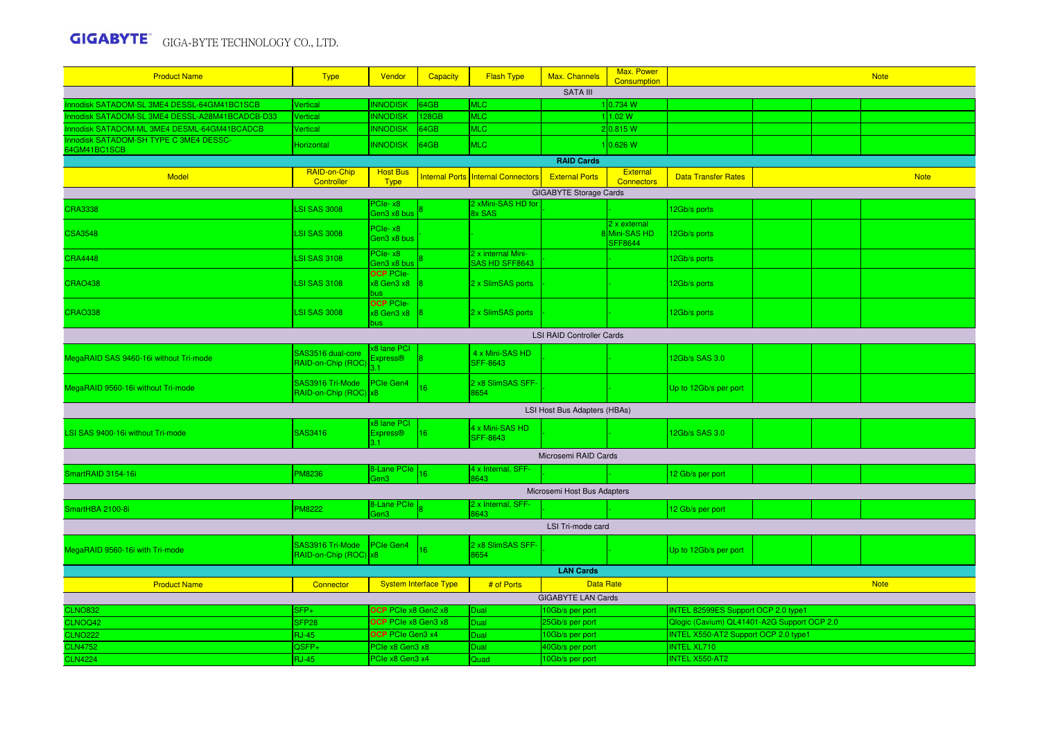**GIGABYTE** GIGA-BYTE TECHNOLOGY CO., LTD.

| Product Name | Type | Vendor | Capacity | Flash Type | Max. Channels | Max. Power Consumption | Note | | | |
|---|---|---|---|---|---|---|---|---|---|---|
| SATA III | | | | | | | | | | |
| Innodisk SATADOM-SL 3ME4 DESSL-64GM41BC1SCB | Vertical | INNODISK | 64GB | MLC | 1 | 0.734 W | | | | |
| Innodisk SATADOM-SL 3ME4 DESSL-A28M41BCADCB-D33 | Vertical | INNODISK | 128GB | MLC | 1 | 1.02 W | | | | |
| Innodisk SATADOM-ML 3ME4 DESML-64GM41BCADCB | Vertical | INNODISK | 64GB | MLC | 2 | 0.815 W | | | | |
| Innodisk SATADOM-SH TYPE C 3ME4 DESSC-64GM41BC1SCB | Horizontal | INNODISK | 64GB | MLC | 1 | 0.626 W | | | | |

**RAID Cards**

| Model | RAID-on-Chip Controller | Host Bus Type | Internal Ports | Internal Connectors | External Ports | External Connectors | Data Transfer Rates | Note | | |
|---|---|---|---|---|---|---|---|---|---|---|
| GIGABYTE Storage Cards | | | | | | | | | | |
| CRA3338 | LSI SAS 3008 | PCIe- x8 Gen3 x8 bus | 8 | 2 xMini-SAS HD for 8x SAS | - | - | 12Gb/s ports | | | |
| CSA3548 | LSI SAS 3008 | PCIe- x8 Gen3 x8 bus | - | | 8 | 2 x external Mini-SAS HD SFF8644 | 12Gb/s ports | | | |
| CRA4448 | LSI SAS 3108 | PCIe- x8 Gen3 x8 bus | 8 | 2 x internal Mini-SAS HD SFF8643 | - | - | 12Gb/s ports | | | |
| CRAO438 | LSI SAS 3108 | OCP PCIe- x8 Gen3 x8 bus | 8 | 2 x SlimSAS ports | - | - | 12Gb/s ports | | | |
| CRAO338 | LSI SAS 3008 | OCP PCIe- x8 Gen3 x8 bus | 8 | 2 x SlimSAS ports | - | - | 12Gb/s ports | | | |
| LSI RAID Controller Cards | | | | | | | | | | |
| MegaRAID SAS 9460-16i without Tri-mode | SAS3516 dual-core RAID-on-Chip (ROC) | x8 lane PCI Express® 3.1 | 8 | 4 x Mini-SAS HD SFF-8643 | - | - | 12Gb/s SAS 3.0 | | | |
| MegaRAID 9560-16i without Tri-mode | SAS3916 Tri-Mode RAID-on-Chip (ROC) | PCIe Gen4 x8 | 16 | 2 x8 SlimSAS SFF-8654 | - | - | Up to 12Gb/s per port | | | |
| LSI Host Bus Adapters (HBAs) | | | | | | | | | | |
| LSI SAS 9400-16i without Tri-mode | SAS3416 | x8 lane PCI Express® 3.1 | 16 | 4 x Mini-SAS HD SFF-8643 | - | - | 12Gb/s SAS 3.0 | | | |
| Microsemi RAID Cards | | | | | | | | | | |
| SmartRAID 3154-16i | PM8236 | 8-Lane PCIe Gen3 | 16 | 4 x Internal, SFF-8643 | - | - | 12 Gb/s per port | | | |
| Microsemi Host Bus Adapters | | | | | | | | | | |
| SmartHBA 2100-8i | PM8222 | 8-Lane PCIe Gen3 | 8 | 2 x Internal, SFF-8643 | - | - | 12 Gb/s per port | | | |
| LSI Tri-mode card | | | | | | | | | | |
| MegaRAID 9560-16i with Tri-mode | SAS3916 Tri-Mode RAID-on-Chip (ROC) | PCIe Gen4 x8 | 16 | 2 x8 SlimSAS SFF-8654 | - | - | Up to 12Gb/s per port | | | |

**LAN Cards**

| Product Name | Connector | System Interface Type | # of Ports | Data Rate | Note |
|---|---|---|---|---|---|
| GIGABYTE LAN Cards | | | | | |
| CLNO832 | SFP+ | OCP PCIe x8 Gen2 x8 | Dual | 10Gb/s per port | INTEL 82599ES Support OCP 2.0 type1 |
| CLNOQ42 | SFP28 | OCP PCIe x8 Gen3 x8 | Dual | 25Gb/s per port | Qlogic (Cavium) QL41401-A2G Support OCP 2.0 |
| CLNO222 | RJ-45 | OCP PCIe Gen3 x4 | Dual | 10Gb/s per port | INTEL X550-AT2 Support OCP 2.0 type1 |
| CLN4752 | QSFP+ | PCIe x8 Gen3 x8 | Dual | 40Gb/s per port | INTEL XL710 |
| CLN4224 | RJ-45 | PCIe x8 Gen3 x4 | Quad | 10Gb/s per port | INTEL X550-AT2 |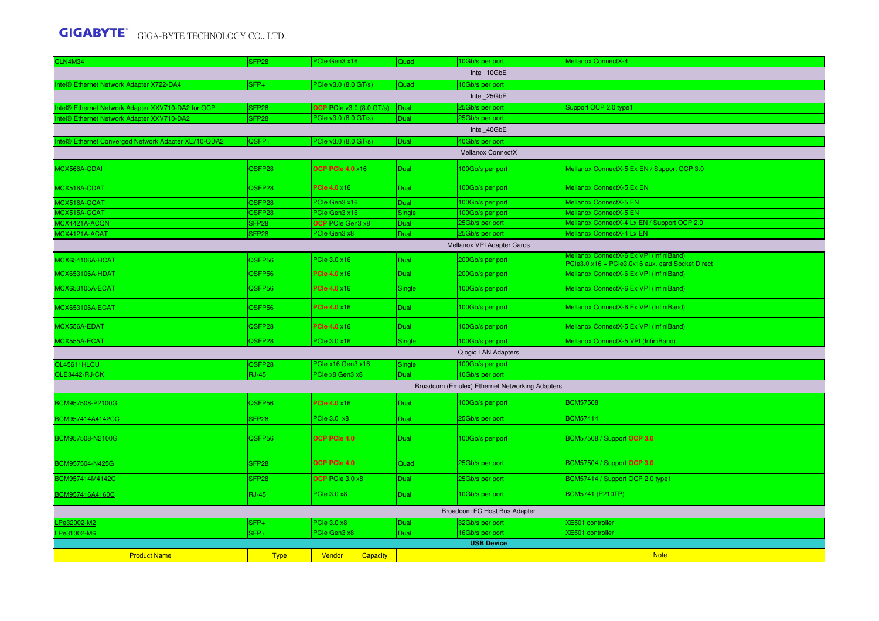| | | | | | |
|---|---|---|---|---|---|
| CLN4M34 | SFP28 | PCIe Gen3 x16 | Quad | 10Gb/s per port | Mellanox ConnectX-4 |
| Intel_10GbE | | | | | |
| Intel® Ethernet Network Adapter X722-DA4 | SFP+ | PCIe v3.0 (8.0 GT/s) | Quad | 10Gb/s per port | |
| Intel_25GbE | | | | | |
| Intel® Ethernet Network Adapter XXV710-DA2 for OCP | SFP28 | OCP PCIe v3.0 (8.0 GT/s) | Dual | 25Gb/s per port | Support OCP 2.0 type1 |
| Intel® Ethernet Network Adapter XXV710-DA2 | SFP28 | PCIe v3.0 (8.0 GT/s) | Dual | 25Gb/s per port | |
| Intel_40GbE | | | | | |
| Intel® Ethernet Converged Network Adapter XL710-QDA2 | QSFP+ | PCIe v3.0 (8.0 GT/s) | Dual | 40Gb/s per port | |
| Mellanox ConnectX | | | | | |
| MCX566A-CDAI | QSFP28 | OCP PCIe 4.0 x16 | Dual | 100Gb/s per port | Mellanox ConnectX-5 Ex EN / Support OCP 3.0 |
| MCX516A-CDAT | QSFP28 | PCIe 4.0 x16 | Dual | 100Gb/s per port | Mellanox ConnectX-5 Ex EN |
| MCX516A-CCAT | QSFP28 | PCIe Gen3 x16 | Dual | 100Gb/s per port | Mellanox ConnectX-5 EN |
| MCX515A-CCAT | QSFP28 | PCIe Gen3 x16 | Single | 100Gb/s per port | Mellanox ConnectX-5 EN |
| MCX4421A-ACQN | SFP28 | OCP PCIe Gen3 x8 | Dual | 25Gb/s per port | Mellanox ConnectX-4 Lx EN / Support OCP 2.0 |
| MCX4121A-ACAT | SFP28 | PCIe Gen3 x8 | Dual | 25Gb/s per port | Mellanox ConnectX-4 Lx EN |
| Mellanox VPI Adapter Cards | | | | | |
| MCX654106A-HCAT | QSFP56 | PCIe 3.0 x16 | Dual | 200Gb/s per port | Mellanox ConnectX-6 Ex VPI (InfiniBand) PCIe3.0 x16 + PCIe3.0x16 aux. card Socket Direct |
| MCX653106A-HDAT | QSFP56 | PCIe 4.0 x16 | Dual | 200Gb/s per port | Mellanox ConnectX-6 Ex VPI (InfiniBand) |
| MCX653105A-ECAT | QSFP56 | PCIe 4.0 x16 | Single | 100Gb/s per port | Mellanox ConnectX-6 Ex VPI (InfiniBand) |
| MCX653106A-ECAT | QSFP56 | PCIe 4.0 x16 | Dual | 100Gb/s per port | Mellanox ConnectX-6 Ex VPI (InfiniBand) |
| MCX556A-EDAT | QSFP28 | PCIe 4.0 x16 | Dual | 100Gb/s per port | Mellanox ConnectX-5 Ex VPI (InfiniBand) |
| MCX555A-ECAT | QSFP28 | PCIe 3.0 x16 | Single | 100Gb/s per port | Mellanox ConnectX-5 VPI (InfiniBand) |
| Qlogic LAN Adapters | | | | | |
| QL45611HLCU | QSFP28 | PCIe x16 Gen3 x16 | Single | 100Gb/s per port | |
| QLE3442-RJ-CK | RJ-45 | PCIe x8 Gen3 x8 | Dual | 10Gb/s per port | |
| Broadcom (Emulex) Ethernet Networking Adapters | | | | | |
| BCM957508-P2100G | QSFP56 | PCIe 4.0 x16 | Dual | 100Gb/s per port | BCM57508 |
| BCM957414A4142CC | SFP28 | PCIe 3.0 x8 | Dual | 25Gb/s per port | BCM57414 |
| BCM957508-N2100G | QSFP56 | OCP PCIe 4.0 | Dual | 100Gb/s per port | BCM57508 / Support OCP 3.0 |
| BCM957504-N425G | SFP28 | OCP PCIe 4.0 | Quad | 25Gb/s per port | BCM57504 / Support OCP 3.0 |
| BCM957414M4142C | SFP28 | OCP PCIe 3.0 x8 | Dual | 25Gb/s per port | BCM57414 / Support OCP 2.0 type1 |
| BCM957416A4160C | RJ-45 | PCIe 3.0 x8 | Dual | 10Gb/s per port | BCM5741 (P210TP) |
| Broadcom FC Host Bus Adapter | | | | | |
| LPe32002-M2 | SFP+ | PCIe 3.0 x8 | Dual | 32Gb/s per port | XE501 controller |
| LPe31002-M6 | SFP+ | PCIe Gen3 x8 | Dual | 16Gb/s per port | XE501 controller |

**USB Device**

| Product Name | Type | Vendor | Capacity | Note |
|---|---|---|---|---|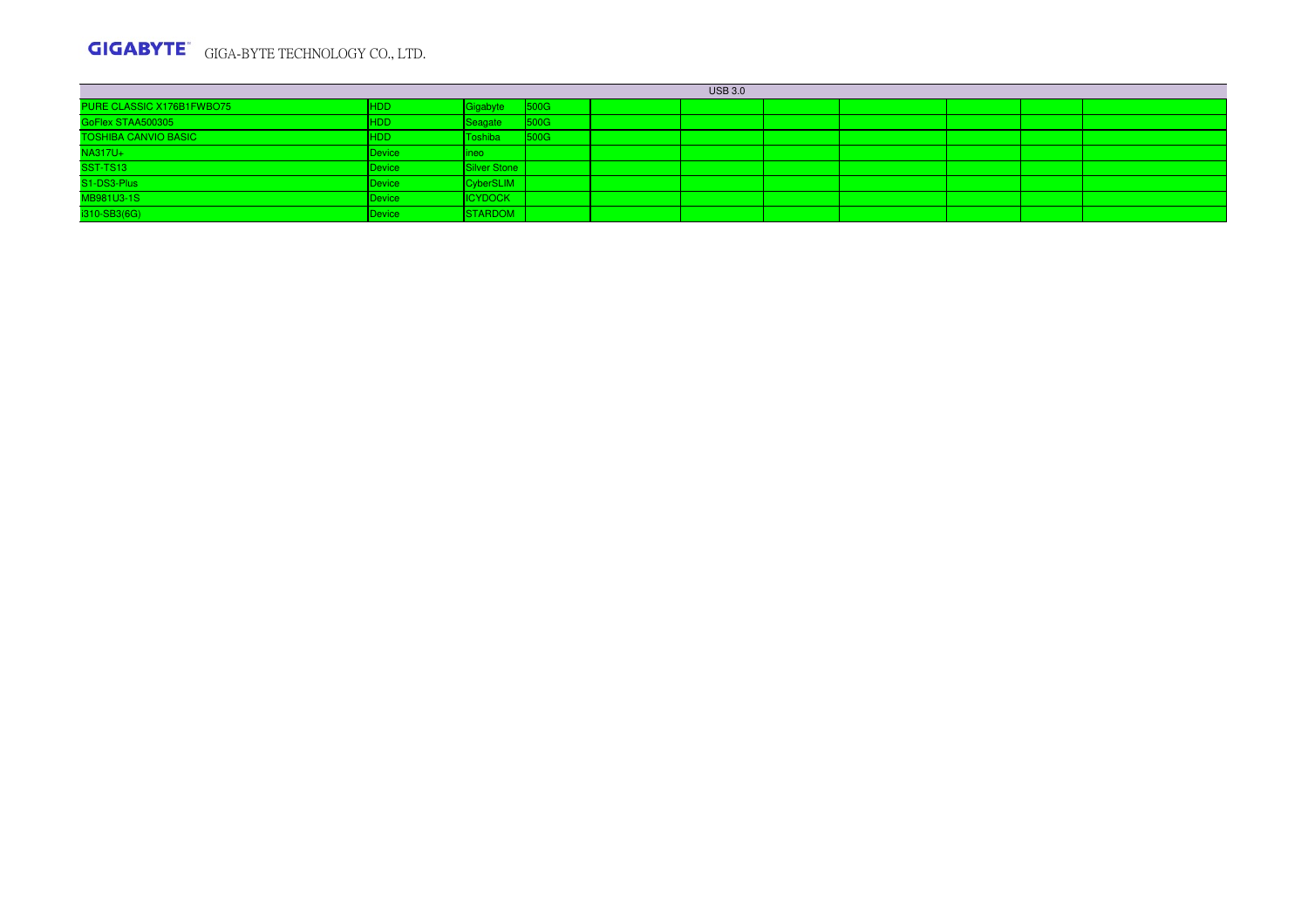| USB 3.0 | | | | | | | | | | | |
|---|---|---|---|---|---|---|---|---|---|---|---|
| PURE CLASSIC X176B1FWBO75 | HDD | Gigabyte | 500G | | | | | | | | |
| GoFlex STAA500305 | HDD | Seagate | 500G | | | | | | | | |
| TOSHIBA CANVIO BASIC | HDD | Toshiba | 500G | | | | | | | | |
| NA317U+ | Device | ineo | | | | | | | | | |
| SST-TS13 | Device | Silver Stone | | | | | | | | | |
| S1-DS3-Plus | Device | CyberSLIM | | | | | | | | | |
| MB981U3-1S | Device | ICYDOCK | | | | | | | | | |
| i310-SB3(6G) | Device | STARDOM | | | | | | | | | |